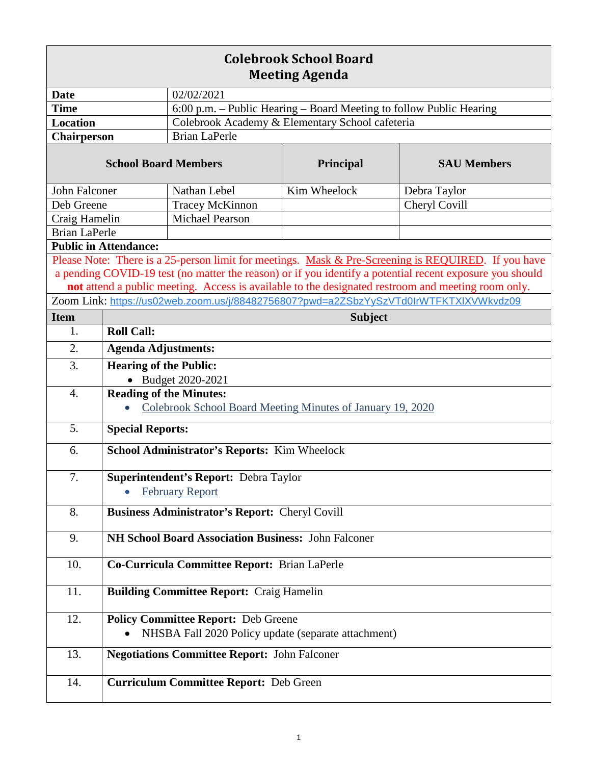# Colebrook School Board
## Meeting Agenda

| | |
|---|---|
| **Date** | 02/02/2021 |
| **Time** | 6:00 p.m. – Public Hearing – Board Meeting to follow Public Hearing |
| **Location** | Colebrook Academy & Elementary School cafeteria |
| **Chairperson** | Brian LaPerle |

| **School Board Members** | | **Principal** | **SAU Members** |
|---|---|---|---|
| John Falconer | Nathan Lebel | Kim Wheelock | Debra Taylor |
| Deb Greene | Tracey McKinnon | | Cheryl Covill |
| Craig Hamelin | Michael Pearson | | |
| Brian LaPerle | | | |

**Public in Attendance:**

Please Note: There is a 25-person limit for meetings. Mask & Pre-Screening is REQUIRED. If you have a pending COVID-19 test (no matter the reason) or if you identify a potential recent exposure you should **not** attend a public meeting. Access is available to the designated restroom and meeting room only.

Zoom Link: https://us02web.zoom.us/j/88482756807?pwd=a2ZSbzYySzVTd0IrWTFKTXlXVWkvdz09

| Item | Subject |
|---|---|
| 1. | **Roll Call:** |
| 2. | **Agenda Adjustments:** |
| 3. | **Hearing of the Public:** <br>• Budget 2020-2021 |
| 4. | **Reading of the Minutes:** <br>• Colebrook School Board Meeting Minutes of January 19, 2020 |
| 5. | **Special Reports:** |
| 6. | **School Administrator's Reports:** Kim Wheelock |
| 7. | **Superintendent's Report:** Debra Taylor <br>• February Report |
| 8. | **Business Administrator's Report:** Cheryl Covill |
| 9. | **NH School Board Association Business:** John Falconer |
| 10. | **Co-Curricula Committee Report:** Brian LaPerle |
| 11. | **Building Committee Report:** Craig Hamelin |
| 12. | **Policy Committee Report:** Deb Greene <br>• NHSBA Fall 2020 Policy update (separate attachment) |
| 13. | **Negotiations Committee Report:** John Falconer |
| 14. | **Curriculum Committee Report:** Deb Green |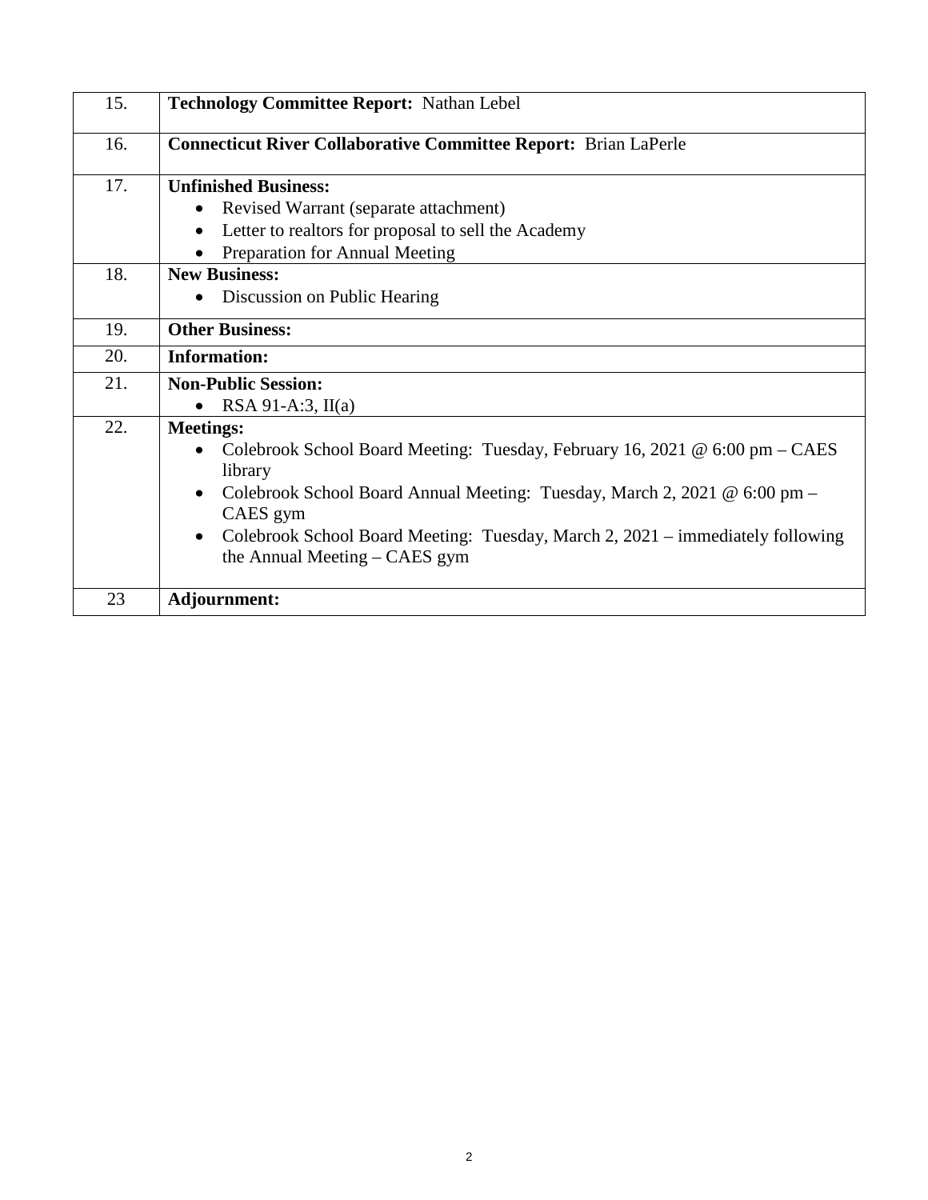| | |
|---|---|
| 15. | **Technology Committee Report:** Nathan Lebel |
| 16. | **Connecticut River Collaborative Committee Report:** Brian LaPerle |
| 17. | **Unfinished Business:**<br>• Revised Warrant (separate attachment)<br>• Letter to realtors for proposal to sell the Academy<br>• Preparation for Annual Meeting |
| 18. | **New Business:**<br>• Discussion on Public Hearing |
| 19. | **Other Business:** |
| 20. | **Information:** |
| 21. | **Non-Public Session:**<br>• RSA 91-A:3, II(a) |
| 22. | **Meetings:**<br>• Colebrook School Board Meeting: Tuesday, February 16, 2021 @ 6:00 pm – CAES library<br>• Colebrook School Board Annual Meeting: Tuesday, March 2, 2021 @ 6:00 pm – CAES gym<br>• Colebrook School Board Meeting: Tuesday, March 2, 2021 – immediately following the Annual Meeting – CAES gym |
| 23 | **Adjournment:** |